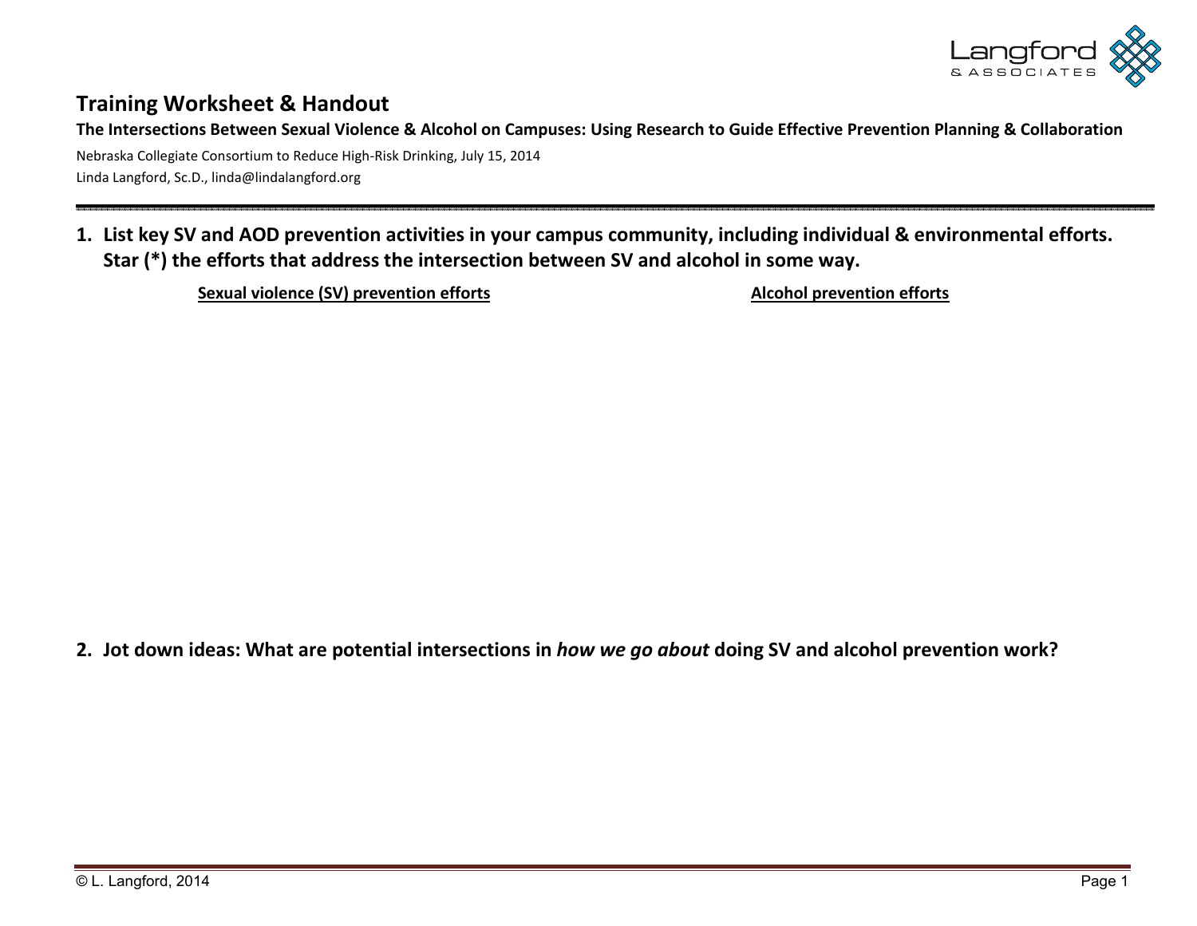Langford & ASSOCIATES

# Training Worksheet & Handout

**The Intersections Between Sexual Violence & Alcohol on Campuses: Using Research to Guide Effective Prevention Planning & Collaboration**

Nebraska Collegiate Consortium to Reduce High-Risk Drinking, July 15, 2014
Linda Langford, Sc.D., linda@lindalangford.org

---

**1. List key SV and AOD prevention activities in your campus community, including individual & environmental efforts. Star (*) the efforts that address the intersection between SV and alcohol in some way.**

| Sexual violence (SV) prevention efforts | Alcohol prevention efforts |
| --- | --- |
| | |

**2. Jot down ideas: What are potential intersections in *how we go about* doing SV and alcohol prevention work?**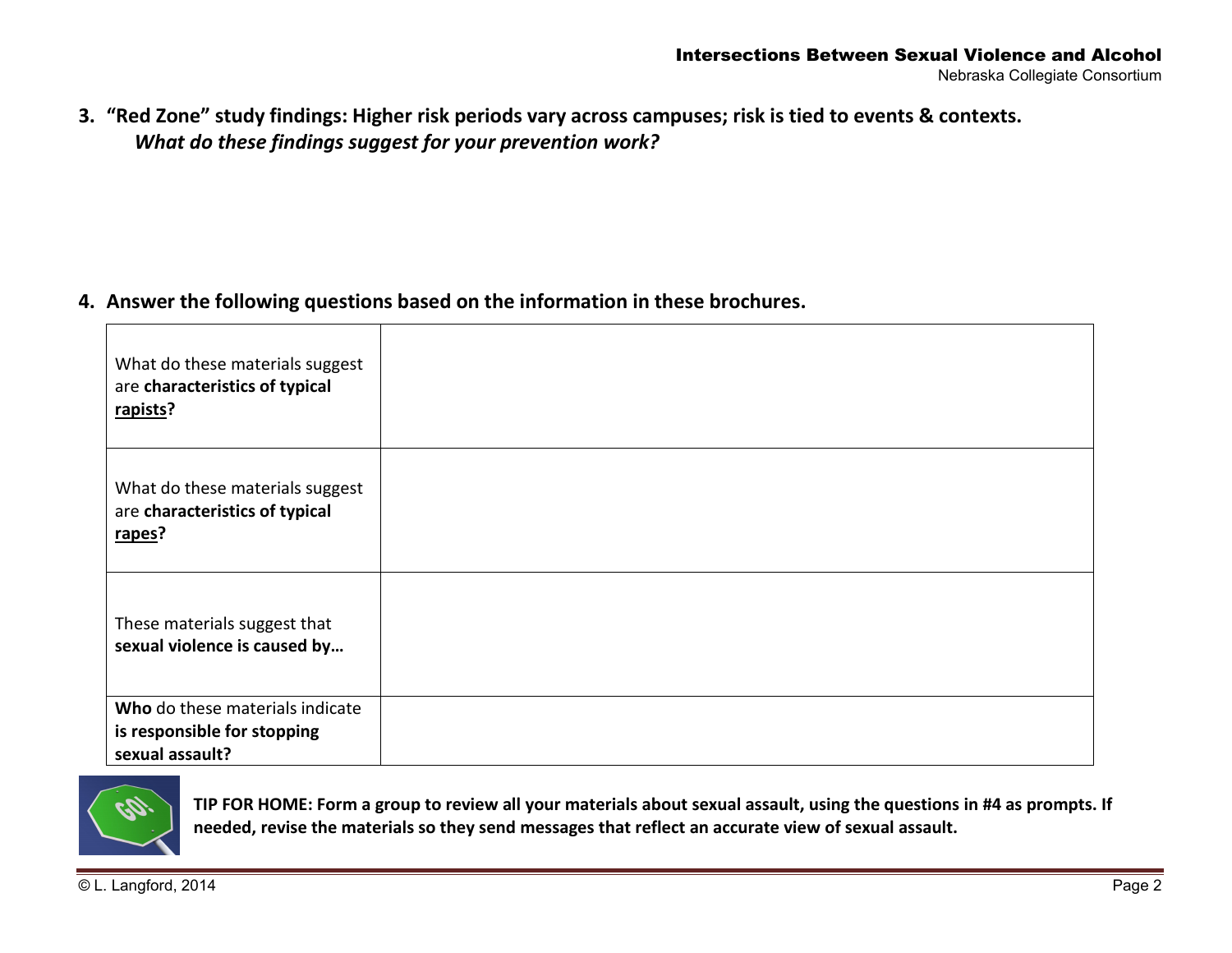3. **"Red Zone" study findings: Higher risk periods vary across campuses; risk is tied to events & contexts.**
   ***What do these findings suggest for your prevention work?***

4. **Answer the following questions based on the information in these brochures.**

| | |
|---|---|
| What do these materials suggest are **characteristics of typical <u>rapists</u>?** | |
| What do these materials suggest are **characteristics of typical <u>rapes</u>?** | |
| These materials suggest that **sexual violence is caused by…** | |
| **Who** do these materials indicate **is responsible for stopping sexual assault?** | |

**TIP FOR HOME: Form a group to review all your materials about sexual assault, using the questions in #4 as prompts. If needed, revise the materials so they send messages that reflect an accurate view of sexual assault.**

© L. Langford, 2014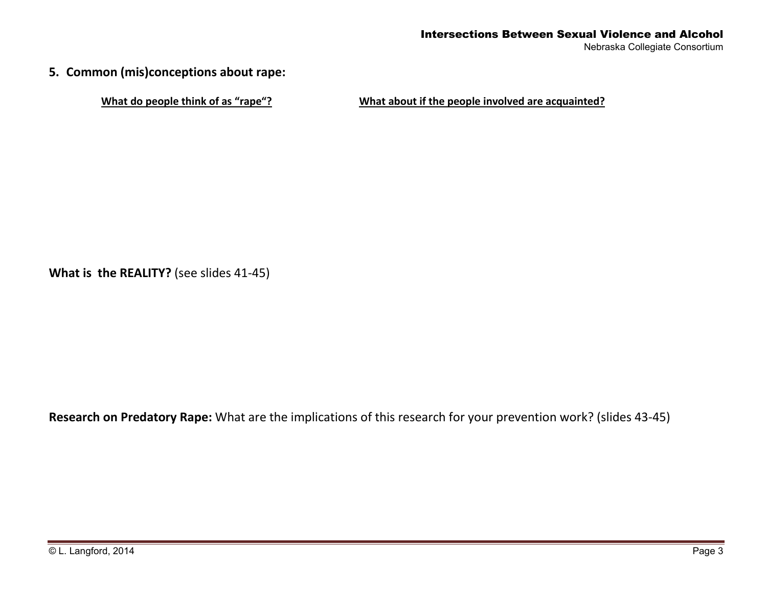## 5. Common (mis)conceptions about rape:

| **What do people think of as "rape"?** | **What about if the people involved are acquainted?** |
|---|---|
| | |

**What is the REALITY?** (see slides 41-45)

**Research on Predatory Rape:** What are the implications of this research for your prevention work? (slides 43-45)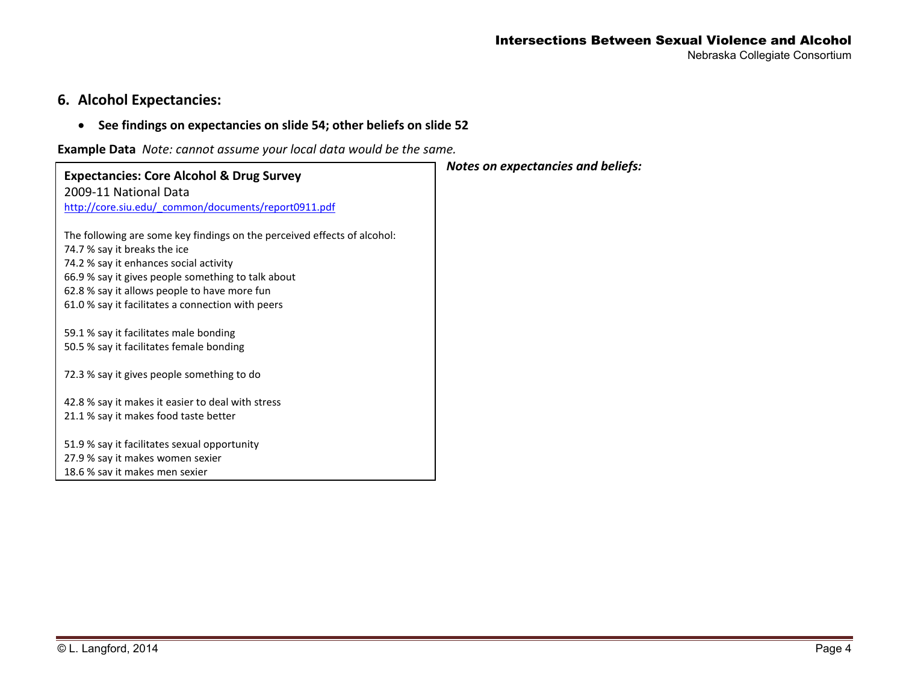## 6. Alcohol Expectancies:

- **See findings on expectancies on slide 54; other beliefs on slide 52**

**Example Data** *Note: cannot assume your local data would be the same.*

**Expectancies: Core Alcohol & Drug Survey**
2009-11 National Data
http://core.siu.edu/_common/documents/report0911.pdf

The following are some key findings on the perceived effects of alcohol:
74.7 % say it breaks the ice
74.2 % say it enhances social activity
66.9 % say it gives people something to talk about
62.8 % say it allows people to have more fun
61.0 % say it facilitates a connection with peers

59.1 % say it facilitates male bonding
50.5 % say it facilitates female bonding

72.3 % say it gives people something to do

42.8 % say it makes it easier to deal with stress
21.1 % say it makes food taste better

51.9 % say it facilitates sexual opportunity
27.9 % say it makes women sexier
18.6 % say it makes men sexier

***Notes on expectancies and beliefs:***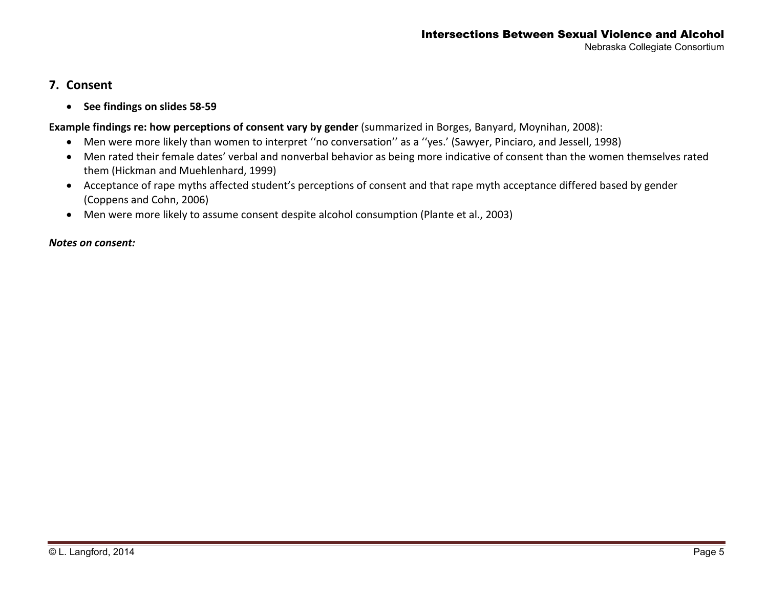## 7. Consent

- **See findings on slides 58-59**

**Example findings re: how perceptions of consent vary by gender** (summarized in Borges, Banyard, Moynihan, 2008):

- Men were more likely than women to interpret ‘‘no conversation’’ as a ‘‘yes.’ (Sawyer, Pinciaro, and Jessell, 1998)
- Men rated their female dates’ verbal and nonverbal behavior as being more indicative of consent than the women themselves rated them (Hickman and Muehlenhard, 1999)
- Acceptance of rape myths affected student’s perceptions of consent and that rape myth acceptance differed based by gender (Coppens and Cohn, 2006)
- Men were more likely to assume consent despite alcohol consumption (Plante et al., 2003)

***Notes on consent:***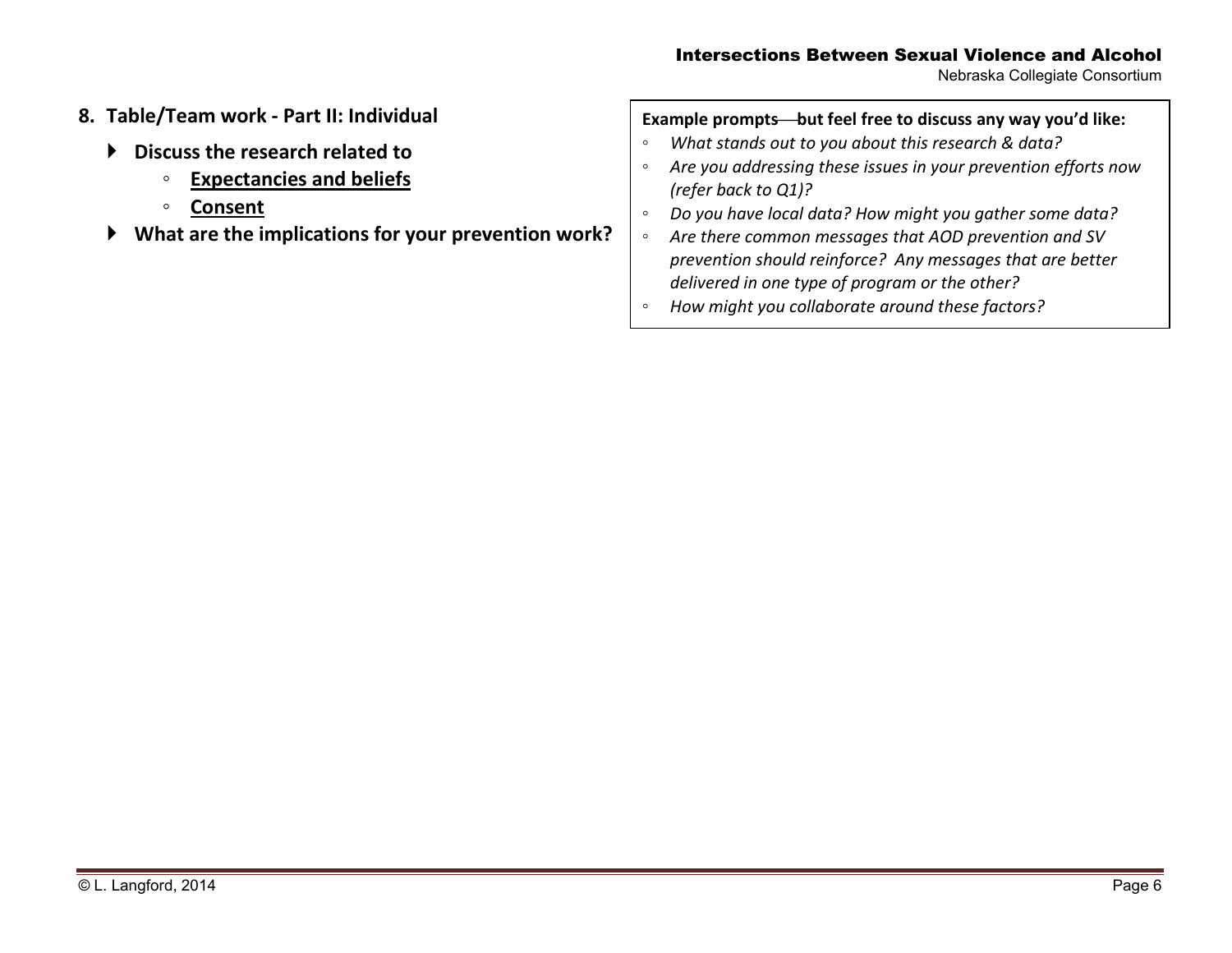8. **Table/Team work - Part II: Individual**
    - **Discuss the research related to**
        - **Expectancies and beliefs**
        - **Consent**
    - **What are the implications for your prevention work?**

**Example prompts—but feel free to discuss any way you'd like:**

- *What stands out to you about this research & data?*
- *Are you addressing these issues in your prevention efforts now (refer back to Q1)?*
- *Do you have local data? How might you gather some data?*
- *Are there common messages that AOD prevention and SV prevention should reinforce? Any messages that are better delivered in one type of program or the other?*
- *How might you collaborate around these factors?*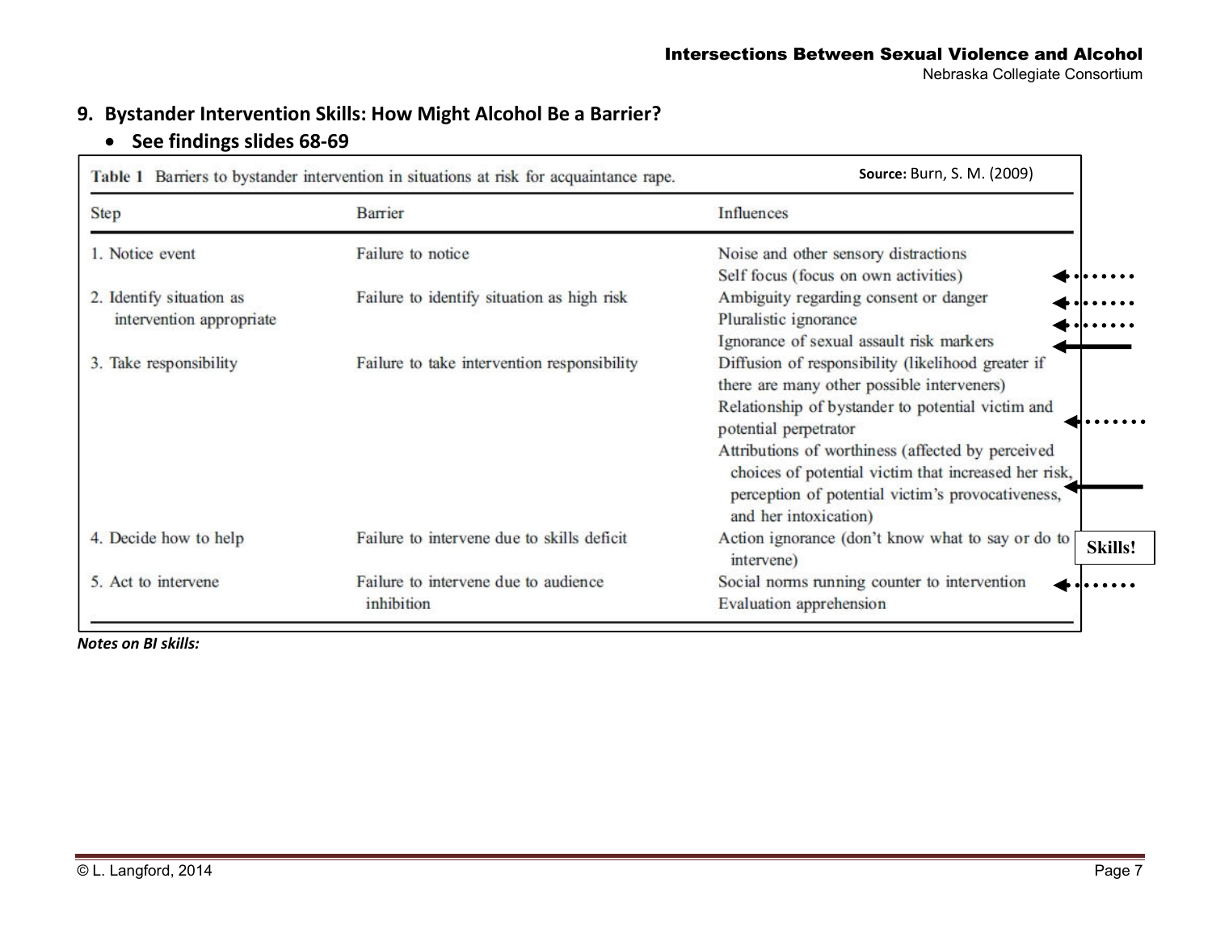## 9. Bystander Intervention Skills: How Might Alcohol Be a Barrier?

- **See findings slides 68-69**

**Table 1** Barriers to bystander intervention in situations at risk for acquaintance rape. **Source:** Burn, S. M. (2009)

| Step | Barrier | Influences |
|---|---|---|
| 1. Notice event | Failure to notice | Noise and other sensory distractions<br>Self focus (focus on own activities) |
| 2. Identify situation as intervention appropriate | Failure to identify situation as high risk | Ambiguity regarding consent or danger<br>Pluralistic ignorance<br>Ignorance of sexual assault risk markers |
| 3. Take responsibility | Failure to take intervention responsibility | Diffusion of responsibility (likelihood greater if there are many other possible interveners)<br>Relationship of bystander to potential victim and potential perpetrator<br>Attributions of worthiness (affected by perceived choices of potential victim that increased her risk, perception of potential victim's provocativeness, and her intoxication) |
| 4. Decide how to help | Failure to intervene due to skills deficit | Action ignorance (don't know what to say or do to intervene) **Skills!** |
| 5. Act to intervene | Failure to intervene due to audience inhibition | Social norms running counter to intervention<br>Evaluation apprehension |

***Notes on BI skills:***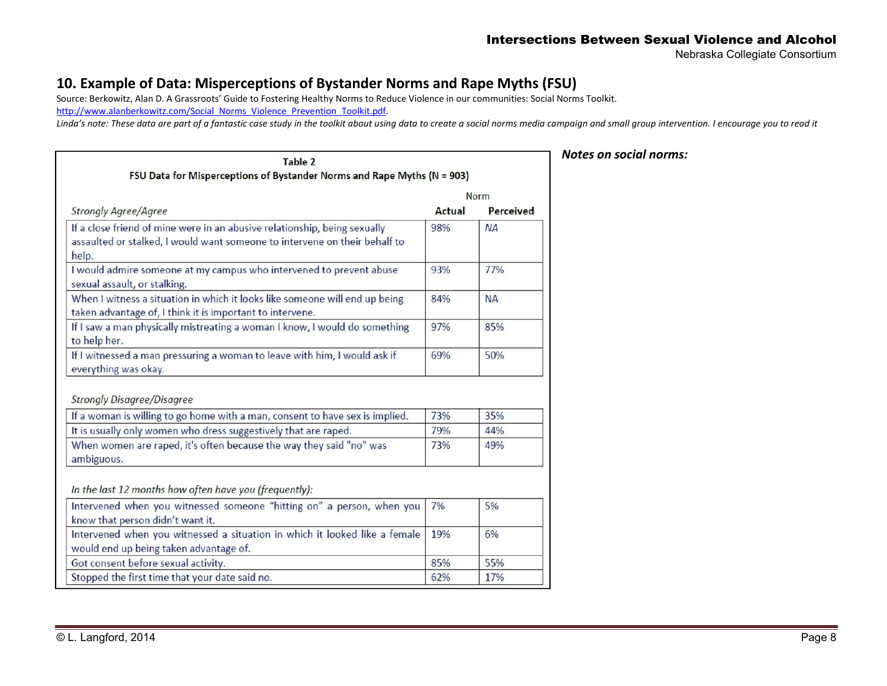## 10. Example of Data: Misperceptions of Bystander Norms and Rape Myths (FSU)

Source: Berkowitz, Alan D. A Grassroots' Guide to Fostering Healthy Norms to Reduce Violence in our communities: Social Norms Toolkit.
http://www.alanberkowitz.com/Social_Norms_Violence_Prevention_Toolkit.pdf.

*Linda's note: These data are part of a fantastic case study in the toolkit about using data to create a social norms media campaign and small group intervention. I encourage you to read it*

**Table 2**
**FSU Data for Misperceptions of Bystander Norms and Rape Myths (N = 903)**

| | Norm | |
|---|---|---|
| *Strongly Agree/Agree* | **Actual** | **Perceived** |
| If a close friend of mine were in an abusive relationship, being sexually assaulted or stalked, I would want someone to intervene on their behalf to help. | 98% | *NA* |
| I would admire someone at my campus who intervened to prevent abuse sexual assault, or stalking. | 93% | 77% |
| When I witness a situation in which it looks like someone will end up being taken advantage of, I think it is important to intervene. | 84% | NA |
| If I saw a man physically mistreating a woman I know, I would do something to help her. | 97% | 85% |
| If I witnessed a man pressuring a woman to leave with him, I would ask if everything was okay. | 69% | 50% |
| *Strongly Disagree/Disagree* | | |
| If a woman is willing to go home with a man, consent to have sex is implied. | 73% | 35% |
| It is usually only women who dress suggestively that are raped. | 79% | 44% |
| When women are raped, it's often because the way they said "no" was ambiguous. | 73% | 49% |
| *In the last 12 months how often have you (frequently):* | | |
| Intervened when you witnessed someone "hitting on" a person, when you know that person didn't want it. | 7% | 5% |
| Intervened when you witnessed a situation in which it looked like a female would end up being taken advantage of. | 19% | 6% |
| Got consent before sexual activity. | 85% | 55% |
| Stopped the first time that your date said no. | 62% | 17% |

***Notes on social norms:***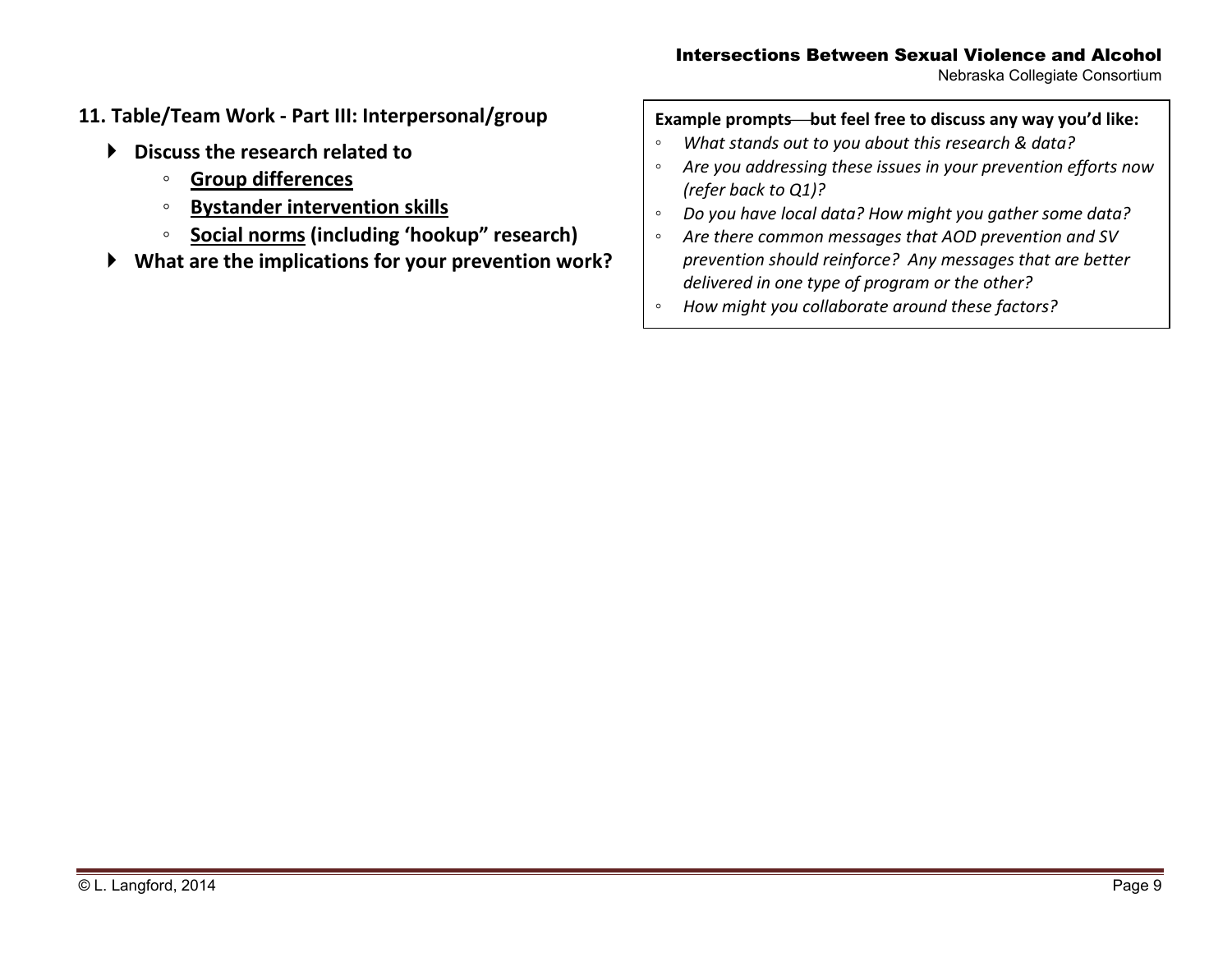## 11. Table/Team Work - Part III: Interpersonal/group

- **Discuss the research related to**
  - **Group differences**
  - **Bystander intervention skills**
  - **Social norms (including 'hookup" research)**
- **What are the implications for your prevention work?**

**Example prompts—but feel free to discuss any way you'd like:**

- *What stands out to you about this research & data?*
- *Are you addressing these issues in your prevention efforts now (refer back to Q1)?*
- *Do you have local data? How might you gather some data?*
- *Are there common messages that AOD prevention and SV prevention should reinforce? Any messages that are better delivered in one type of program or the other?*
- *How might you collaborate around these factors?*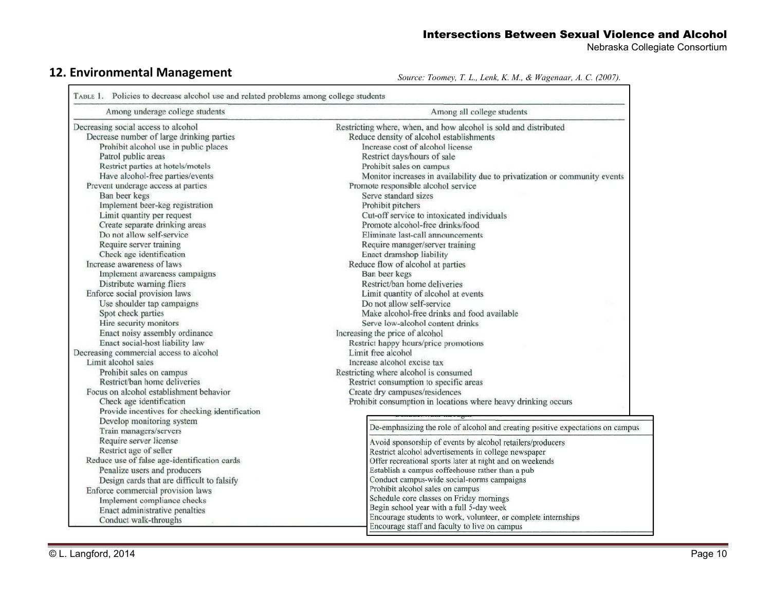## 12. Environmental Management

*Source: Toomey, T. L., Lenk, K. M., & Wagenaar, A. C. (2007).*

TABLE 1. Policies to decrease alcohol use and related problems among college students

| Among underage college students | Among all college students |
|---|---|
| Decreasing social access to alcohol | Restricting where, when, and how alcohol is sold and distributed |
| Decrease number of large drinking parties | Reduce density of alcohol establishments |
| Prohibit alcohol use in public places | Increase cost of alcohol license |
| Patrol public areas | Restrict days/hours of sale |
| Restrict parties at hotels/motels | Prohibit sales on campus |
| Have alcohol-free parties/events | Monitor increases in availability due to privatization or community events |
| Prevent underage access at parties | Promote responsible alcohol service |
| Ban beer kegs | Serve standard sizes |
| Implement beer-keg registration | Prohibit pitchers |
| Limit quantity per request | Cut-off service to intoxicated individuals |
| Create separate drinking areas | Promote alcohol-free drinks/food |
| Do not allow self-service | Eliminate last-call announcements |
| Require server training | Require manager/server training |
| Check age identification | Enact dramshop liability |
| Increase awareness of laws | Reduce flow of alcohol at parties |
| Implement awareness campaigns | Ban beer kegs |
| Distribute warning fliers | Restrict/ban home deliveries |
| Enforce social provision laws | Limit quantity of alcohol at events |
| Use shoulder tap campaigns | Do not allow self-service |
| Spot check parties | Make alcohol-free drinks and food available |
| Hire security monitors | Serve low-alcohol content drinks |
| Enact noisy assembly ordinance | Increasing the price of alcohol |
| Enact social-host liability law | Restrict happy hours/price promotions |
| Decreasing commercial access to alcohol | Limit free alcohol |
| Limit alcohol sales | Increase alcohol excise tax |
| Prohibit sales on campus | Restricting where alcohol is consumed |
| Restrict/ban home deliveries | Restrict consumption to specific areas |
| Focus on alcohol establishment behavior | Create dry campuses/residences |
| Check age identification | Prohibit consumption in locations where heavy drinking occurs |
| Provide incentives for checking identification | |
| Develop monitoring system | |
| Train managers/servers | |
| Require server license | |
| Restrict age of seller | |
| Reduce use of false age-identification cards | |
| Penalize users and producers | |
| Design cards that are difficult to falsify | |
| Enforce commercial provision laws | |
| Implement compliance checks | |
| Enact administrative penalties | |
| Conduct walk-throughs | |

| De-emphasizing the role of alcohol and creating positive expectations on campus |
|---|
| Avoid sponsorship of events by alcohol retailers/producers |
| Restrict alcohol advertisements in college newspaper |
| Offer recreational sports later at night and on weekends |
| Establish a campus coffeehouse rather than a pub |
| Conduct campus-wide social-norms campaigns |
| Prohibit alcohol sales on campus |
| Schedule core classes on Friday mornings |
| Begin school year with a full 5-day week |
| Encourage students to work, volunteer, or complete internships |
| Encourage staff and faculty to live on campus |

© L. Langford, 2014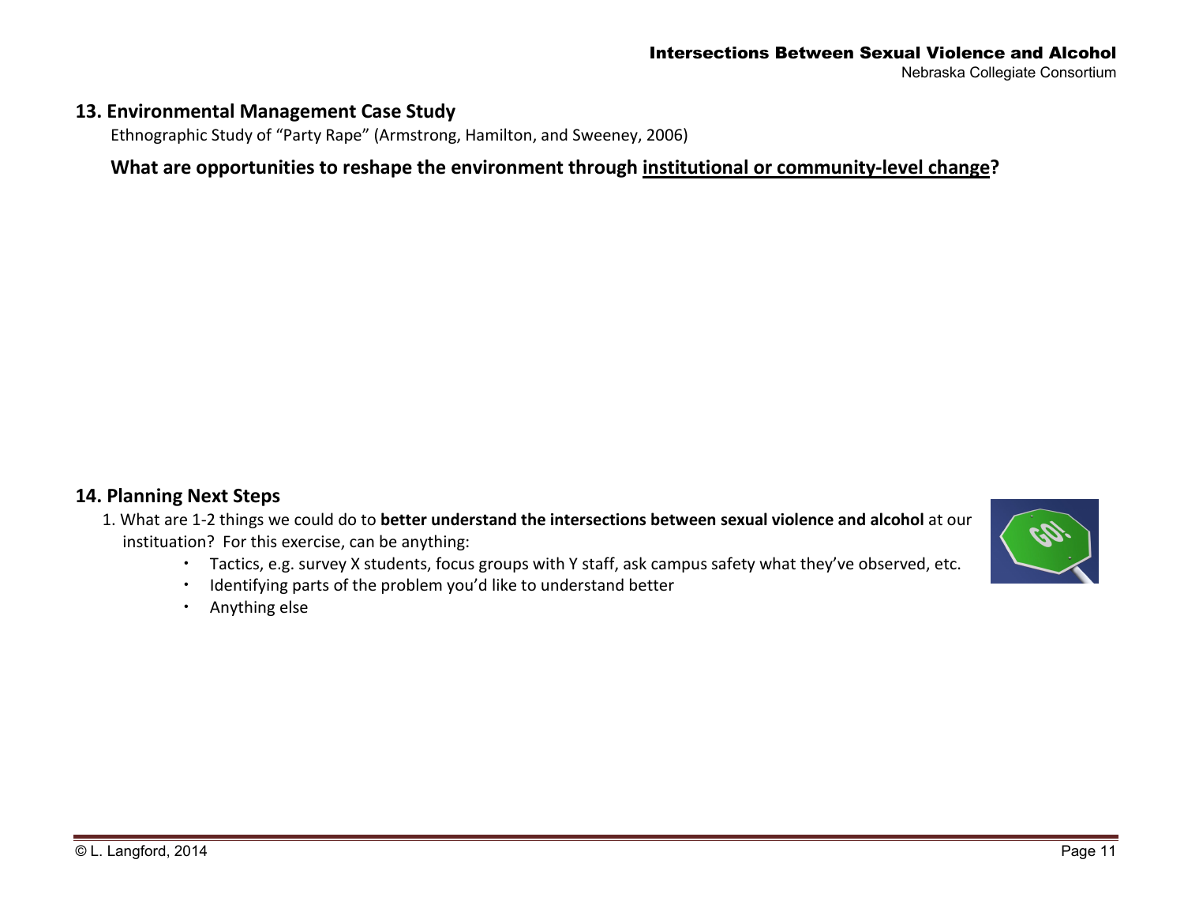## 13. Environmental Management Case Study

Ethnographic Study of "Party Rape" (Armstrong, Hamilton, and Sweeney, 2006)

**What are opportunities to reshape the environment through <u>institutional or community-level change</u>?**

## 14. Planning Next Steps

1. What are 1-2 things we could do to **better understand the intersections between sexual violence and alcohol** at our instituation? For this exercise, can be anything:
   - Tactics, e.g. survey X students, focus groups with Y staff, ask campus safety what they've observed, etc.
   - Identifying parts of the problem you'd like to understand better
   - Anything else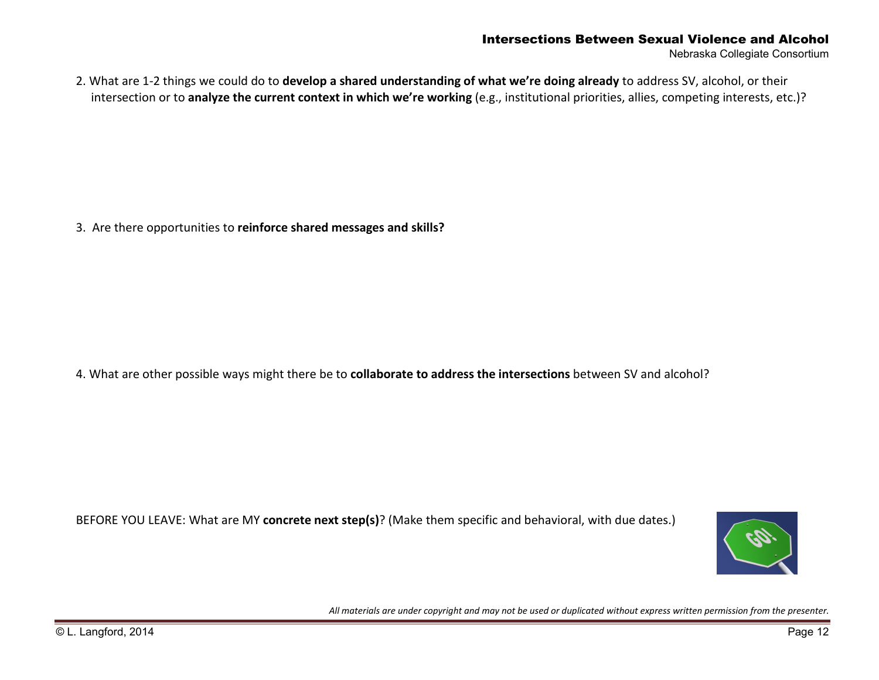2. What are 1-2 things we could do to **develop a shared understanding of what we're doing already** to address SV, alcohol, or their intersection or to **analyze the current context in which we're working** (e.g., institutional priorities, allies, competing interests, etc.)?

3. Are there opportunities to **reinforce shared messages and skills?**

4. What are other possible ways might there be to **collaborate to address the intersections** between SV and alcohol?

BEFORE YOU LEAVE: What are MY **concrete next step(s)**? (Make them specific and behavioral, with due dates.)

*All materials are under copyright and may not be used or duplicated without express written permission from the presenter.*

© L. Langford, 2014